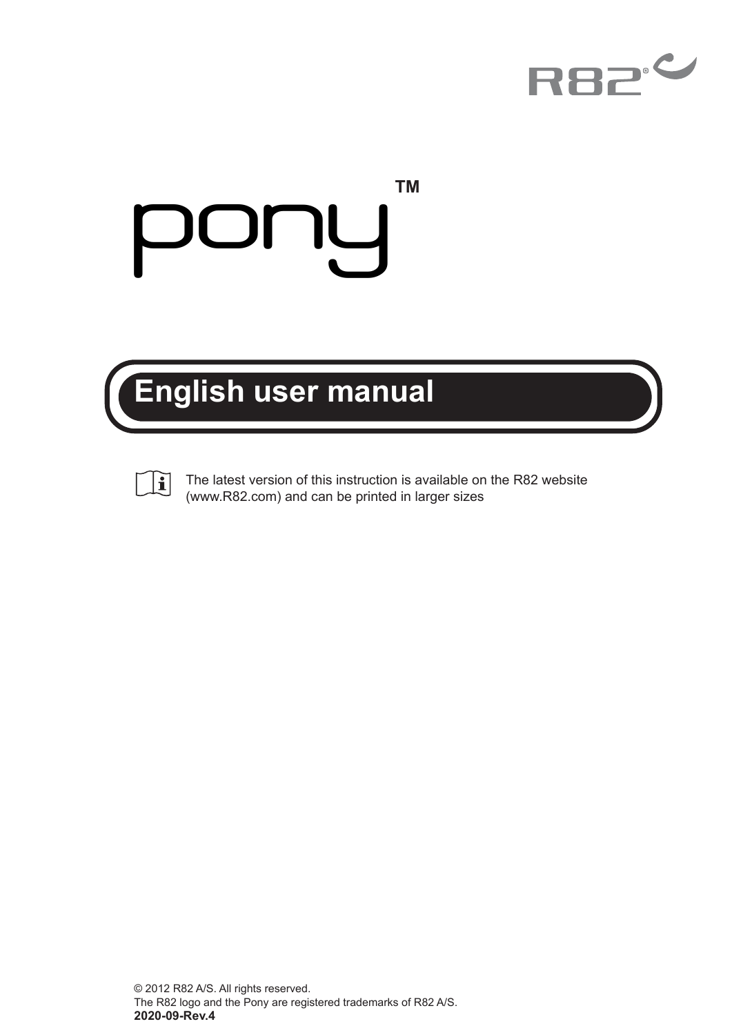R82®

# pony™

## English user manual

The latest version of this instruction is available on the R82 website (www.R82.com) and can be printed in larger sizes

© 2012 R82 A/S. All rights reserved.
The R82 logo and the Pony are registered trademarks of R82 A/S.
**2020-09-Rev.4**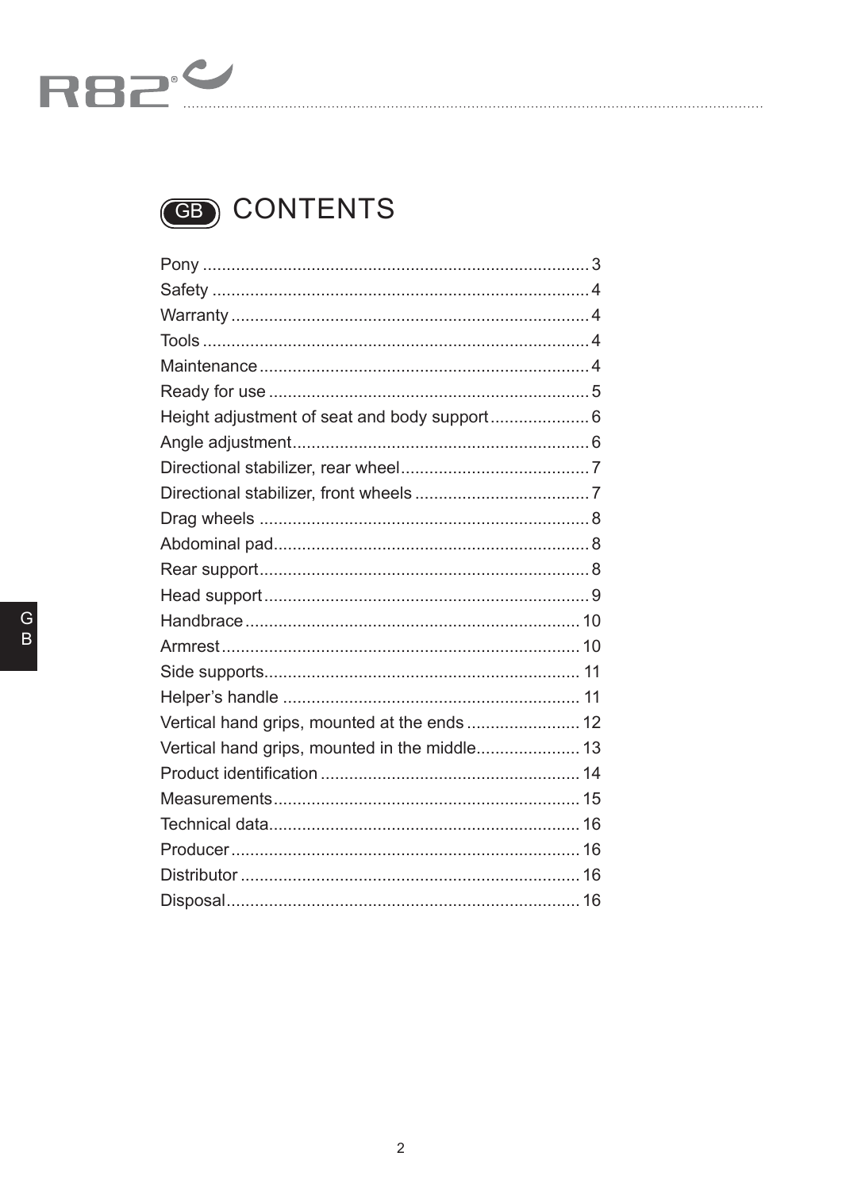# GB CONTENTS

| | |
|---|---|
| Pony | 3 |
| Safety | 4 |
| Warranty | 4 |
| Tools | 4 |
| Maintenance | 4 |
| Ready for use | 5 |
| Height adjustment of seat and body support | 6 |
| Angle adjustment | 6 |
| Directional stabilizer, rear wheel | 7 |
| Directional stabilizer, front wheels | 7 |
| Drag wheels | 8 |
| Abdominal pad | 8 |
| Rear support | 8 |
| Head support | 9 |
| Handbrace | 10 |
| Armrest | 10 |
| Side supports | 11 |
| Helper's handle | 11 |
| Vertical hand grips, mounted at the ends | 12 |
| Vertical hand grips, mounted in the middle | 13 |
| Product identification | 14 |
| Measurements | 15 |
| Technical data | 16 |
| Producer | 16 |
| Distributor | 16 |
| Disposal | 16 |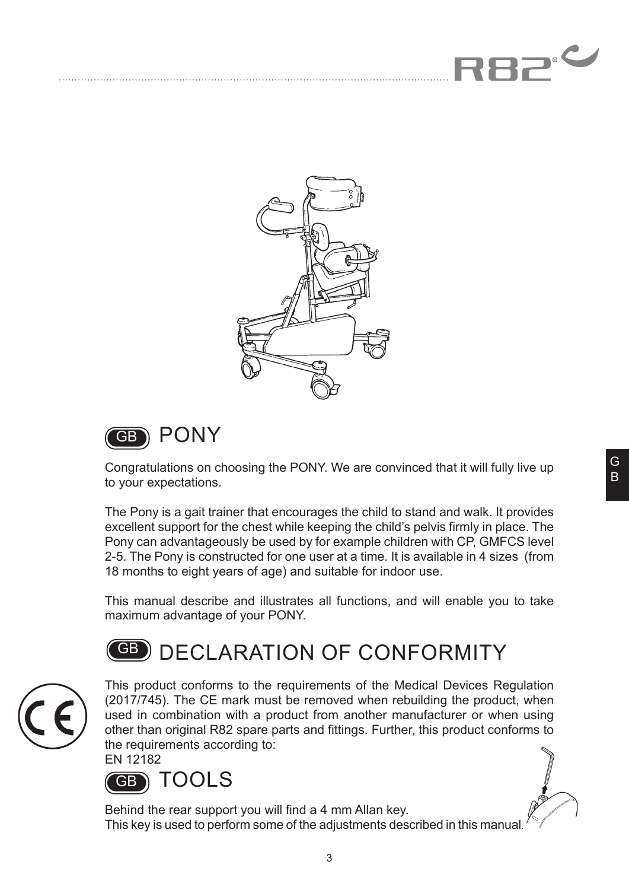## GB PONY

Congratulations on choosing the PONY. We are convinced that it will fully live up to your expectations.

The Pony is a gait trainer that encourages the child to stand and walk. It provides excellent support for the chest while keeping the child's pelvis firmly in place. The Pony can advantageously be used by for example children with CP, GMFCS level 2-5. The Pony is constructed for one user at a time. It is available in 4 sizes (from 18 months to eight years of age) and suitable for indoor use.

This manual describe and illustrates all functions, and will enable you to take maximum advantage of your PONY.

## GB DECLARATION OF CONFORMITY

This product conforms to the requirements of the Medical Devices Regulation (2017/745). The CE mark must be removed when rebuilding the product, when used in combination with a product from another manufacturer or when using other than original R82 spare parts and fittings. Further, this product conforms to the requirements according to:
EN 12182

## GB TOOLS

Behind the rear support you will find a 4 mm Allan key.
This key is used to perform some of the adjustments described in this manual.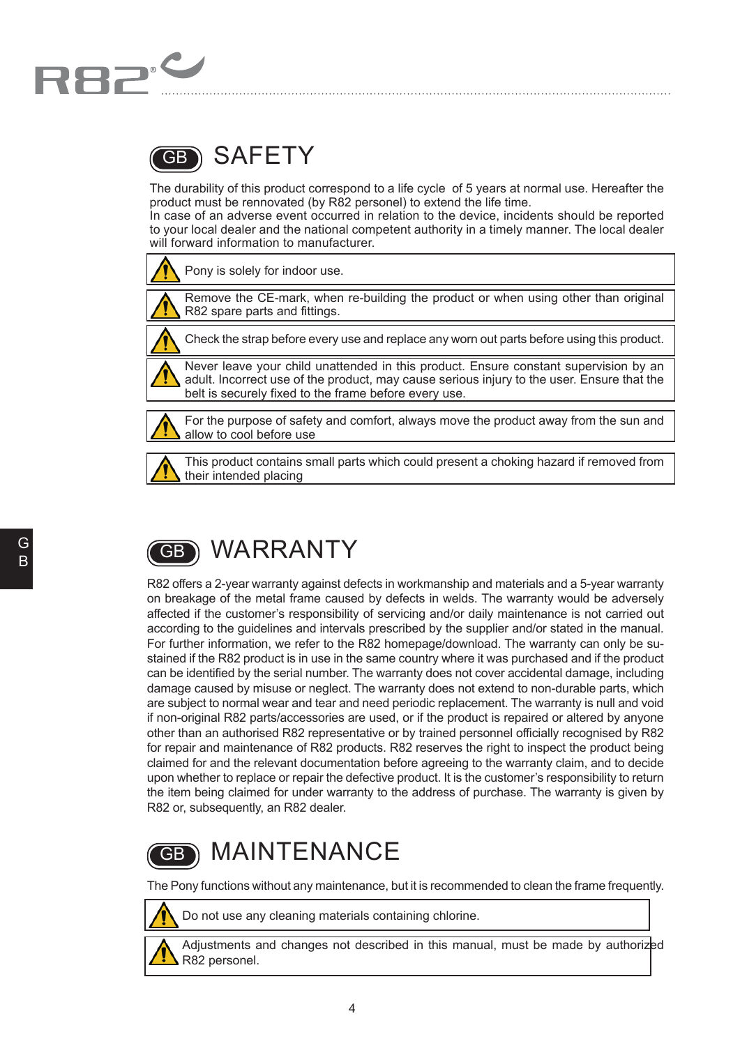# SAFETY

The durability of this product correspond to a life cycle of 5 years at normal use. Hereafter the product must be rennovated (by R82 personel) to extend the life time.
In case of an adverse event occurred in relation to the device, incidents should be reported to your local dealer and the national competent authority in a timely manner. The local dealer will forward information to manufacturer.

- ⚠ Pony is solely for indoor use.
- ⚠ Remove the CE-mark, when re-building the product or when using other than original R82 spare parts and fittings.
- ⚠ Check the strap before every use and replace any worn out parts before using this product.
- ⚠ Never leave your child unattended in this product. Ensure constant supervision by an adult. Incorrect use of the product, may cause serious injury to the user. Ensure that the belt is securely fixed to the frame before every use.
- ⚠ For the purpose of safety and comfort, always move the product away from the sun and allow to cool before use
- ⚠ This product contains small parts which could present a choking hazard if removed from their intended placing

# WARRANTY

R82 offers a 2-year warranty against defects in workmanship and materials and a 5-year warranty on breakage of the metal frame caused by defects in welds. The warranty would be adversely affected if the customer's responsibility of servicing and/or daily maintenance is not carried out according to the guidelines and intervals prescribed by the supplier and/or stated in the manual. For further information, we refer to the R82 homepage/download. The warranty can only be sustained if the R82 product is in use in the same country where it was purchased and if the product can be identified by the serial number. The warranty does not cover accidental damage, including damage caused by misuse or neglect. The warranty does not extend to non-durable parts, which are subject to normal wear and tear and need periodic replacement. The warranty is null and void if non-original R82 parts/accessories are used, or if the product is repaired or altered by anyone other than an authorised R82 representative or by trained personnel officially recognised by R82 for repair and maintenance of R82 products. R82 reserves the right to inspect the product being claimed for and the relevant documentation before agreeing to the warranty claim, and to decide upon whether to replace or repair the defective product. It is the customer's responsibility to return the item being claimed for under warranty to the address of purchase. The warranty is given by R82 or, subsequently, an R82 dealer.

# MAINTENANCE

The Pony functions without any maintenance, but it is recommended to clean the frame frequently.

- ⚠ Do not use any cleaning materials containing chlorine.
- ⚠ Adjustments and changes not described in this manual, must be made by authorized R82 personel.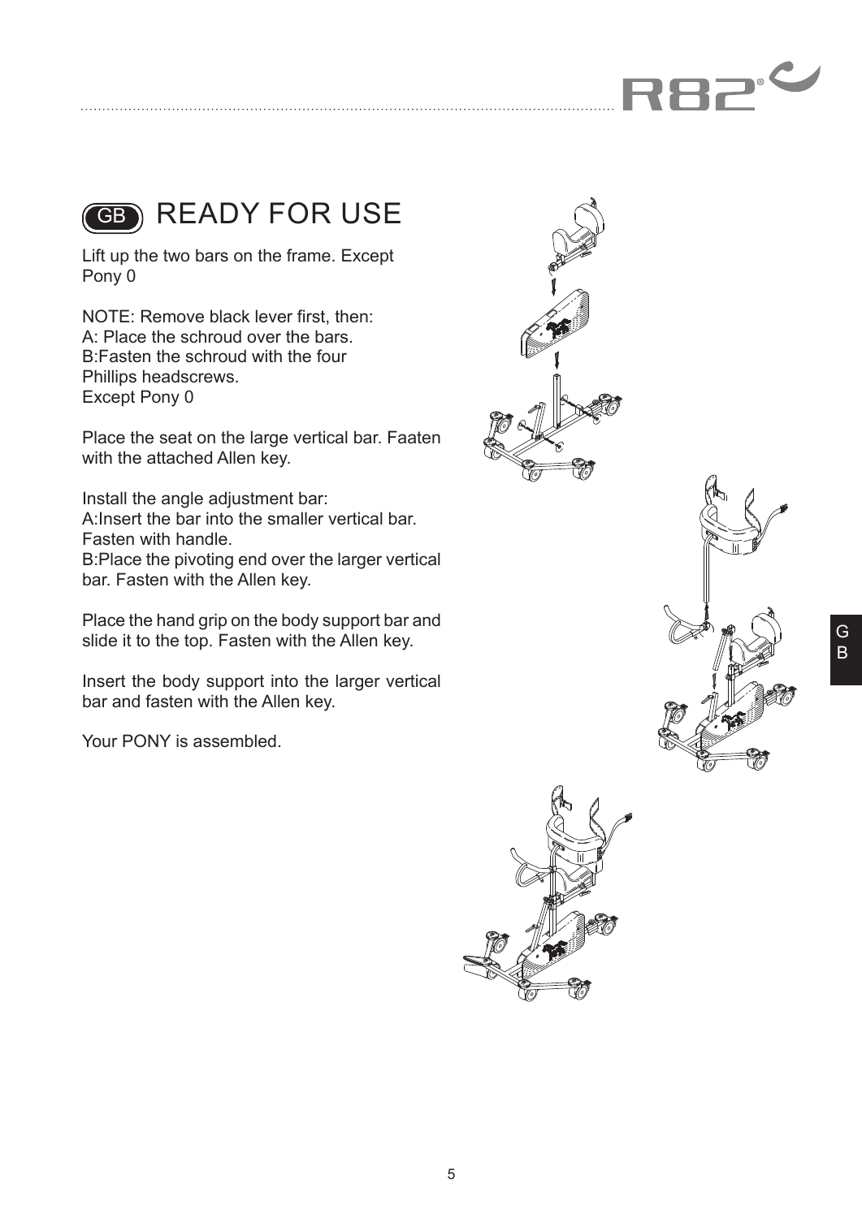# GB READY FOR USE

Lift up the two bars on the frame. Except Pony 0

NOTE: Remove black lever first, then:
A: Place the schroud over the bars.
B:Fasten the schroud with the four Phillips headscrews.
Except Pony 0

Place the seat on the large vertical bar. Faaten with the attached Allen key.

Install the angle adjustment bar:
A:Insert the bar into the smaller vertical bar. Fasten with handle.
B:Place the pivoting end over the larger vertical bar. Fasten with the Allen key.

Place the hand grip on the body support bar and slide it to the top. Fasten with the Allen key.

Insert the body support into the larger vertical bar and fasten with the Allen key.

Your PONY is assembled.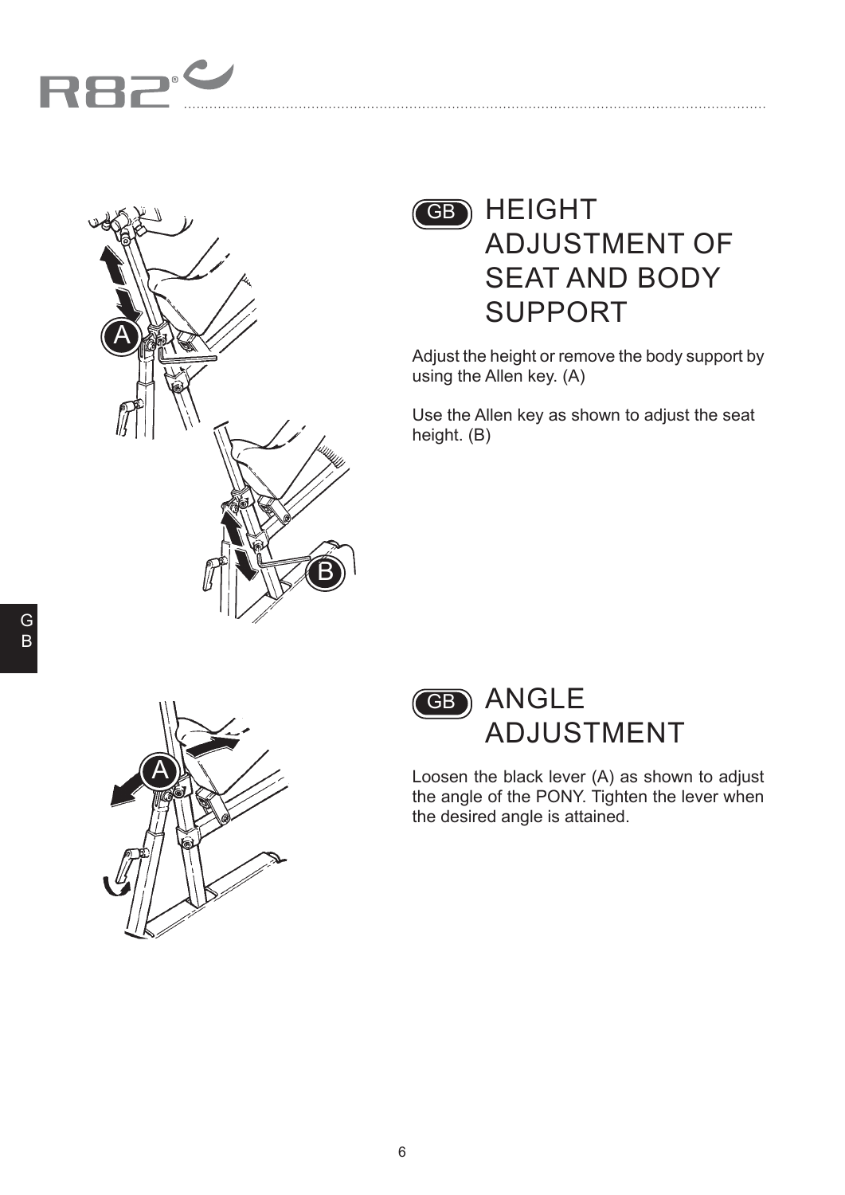## HEIGHT ADJUSTMENT OF SEAT AND BODY SUPPORT

Adjust the height or remove the body support by using the Allen key. (A)

Use the Allen key as shown to adjust the seat height. (B)

## ANGLE ADJUSTMENT

Loosen the black lever (A) as shown to adjust the angle of the PONY. Tighten the lever when the desired angle is attained.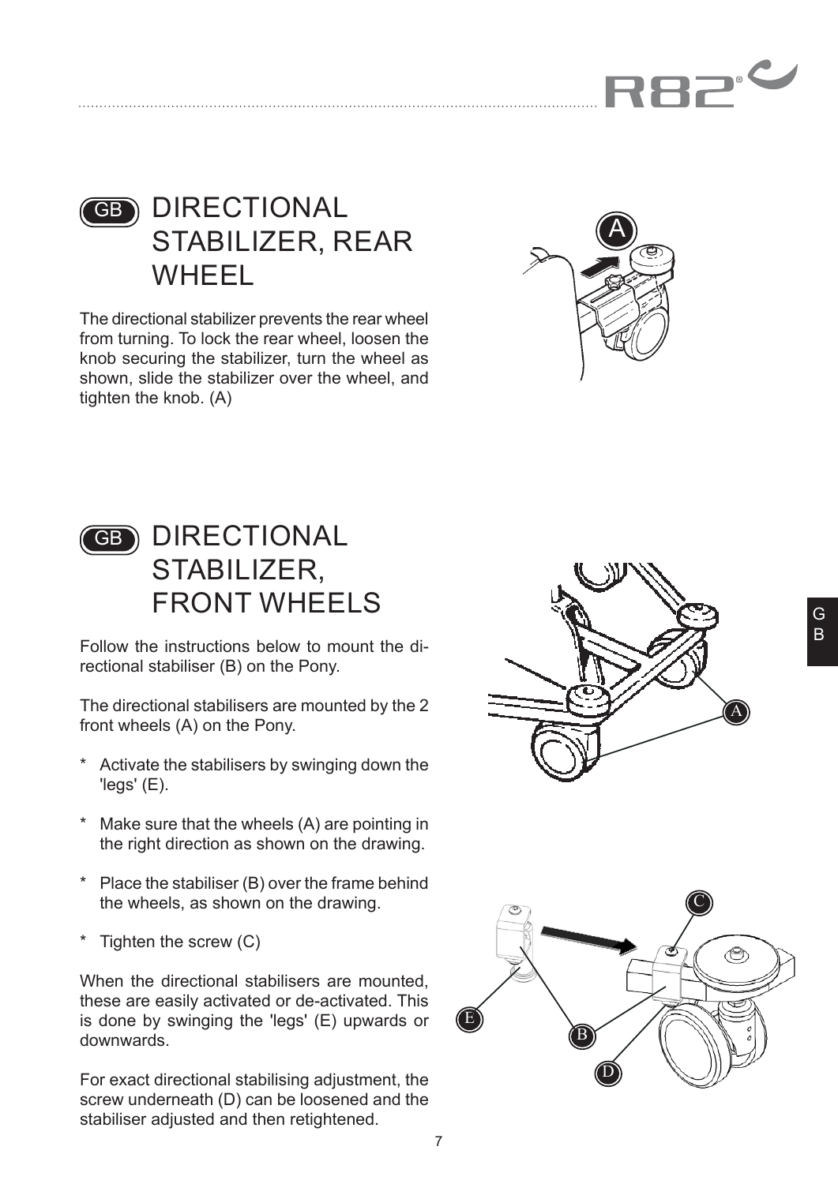## GB DIRECTIONAL STABILIZER, REAR WHEEL

The directional stabilizer prevents the rear wheel from turning. To lock the rear wheel, loosen the knob securing the stabilizer, turn the wheel as shown, slide the stabilizer over the wheel, and tighten the knob. (A)

## GB DIRECTIONAL STABILIZER, FRONT WHEELS

Follow the instructions below to mount the directional stabiliser (B) on the Pony.

The directional stabilisers are mounted by the 2 front wheels (A) on the Pony.

* Activate the stabilisers by swinging down the 'legs' (E).

* Make sure that the wheels (A) are pointing in the right direction as shown on the drawing.

* Place the stabiliser (B) over the frame behind the wheels, as shown on the drawing.

* Tighten the screw (C)

When the directional stabilisers are mounted, these are easily activated or de-activated. This is done by swinging the 'legs' (E) upwards or downwards.

For exact directional stabilising adjustment, the screw underneath (D) can be loosened and the stabiliser adjusted and then retightened.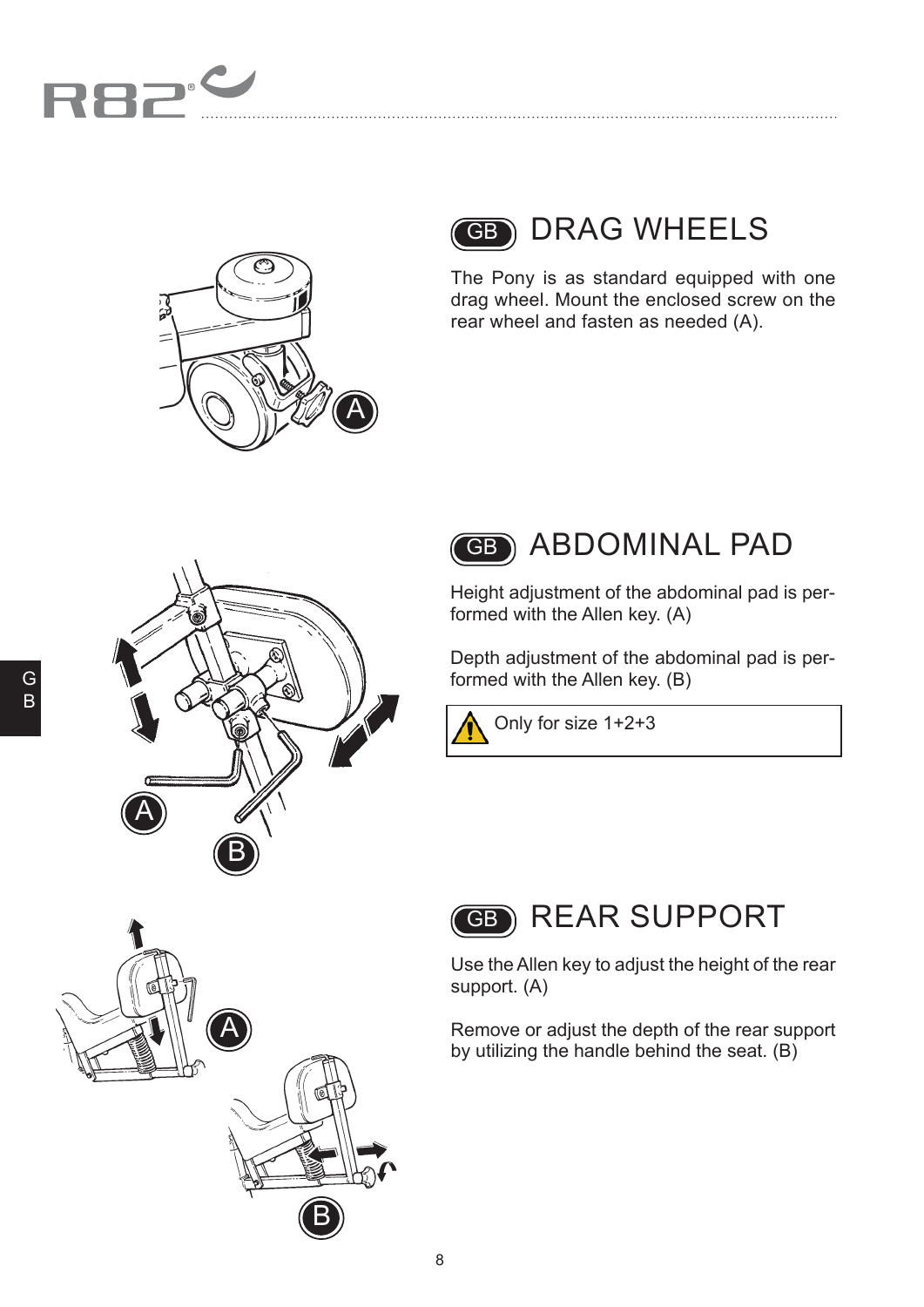## GB DRAG WHEELS

The Pony is as standard equipped with one drag wheel. Mount the enclosed screw on the rear wheel and fasten as needed (A).

## GB ABDOMINAL PAD

Height adjustment of the abdominal pad is performed with the Allen key. (A)

Depth adjustment of the abdominal pad is performed with the Allen key. (B)

> ⚠ Only for size 1+2+3

## GB REAR SUPPORT

Use the Allen key to adjust the height of the rear support. (A)

Remove or adjust the depth of the rear support by utilizing the handle behind the seat. (B)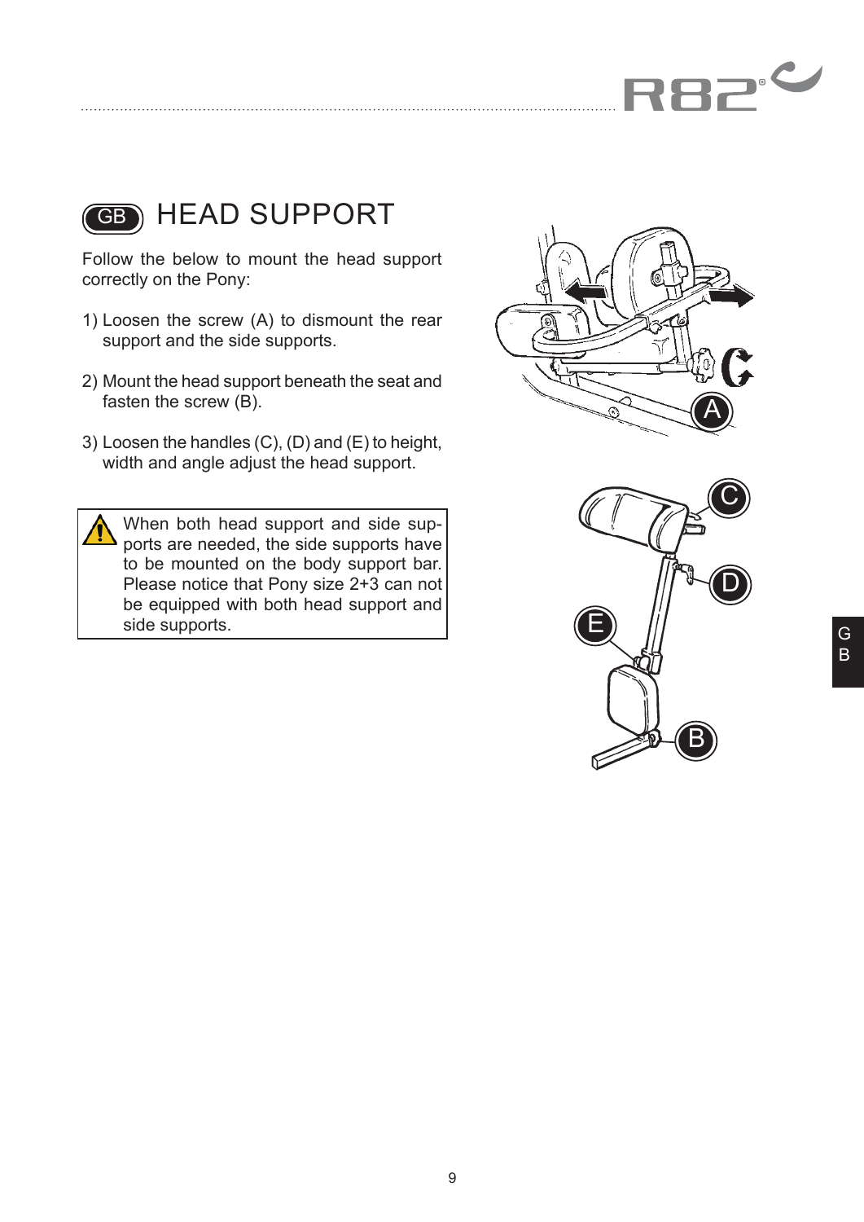# GB HEAD SUPPORT

Follow the below to mount the head support correctly on the Pony:

1) Loosen the screw (A) to dismount the rear support and the side supports.

2) Mount the head support beneath the seat and fasten the screw (B).

3) Loosen the handles (C), (D) and (E) to height, width and angle adjust the head support.

> ⚠ When both head support and side supports are needed, the side supports have to be mounted on the body support bar. Please notice that Pony size 2+3 can not be equipped with both head support and side supports.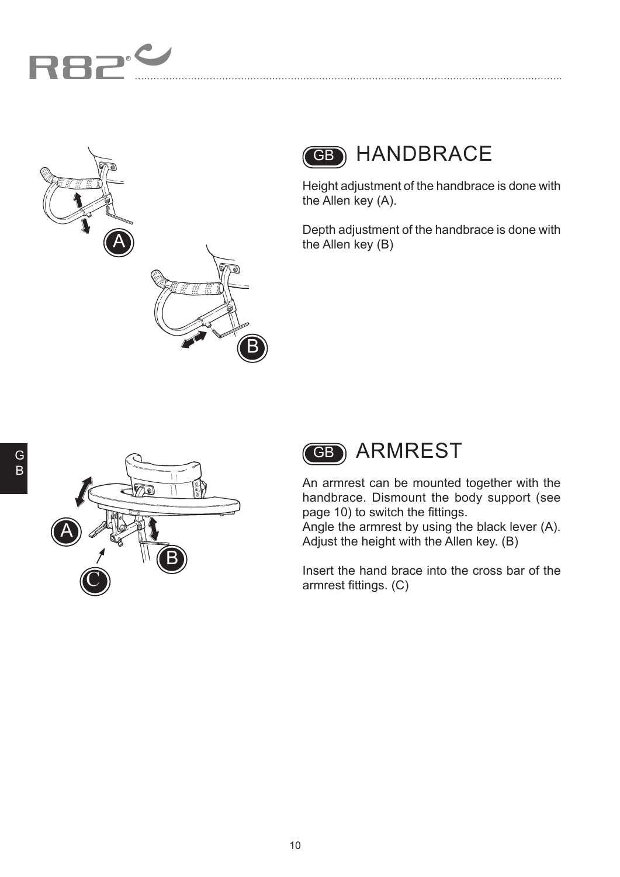## GB HANDBRACE

Height adjustment of the handbrace is done with the Allen key (A).

Depth adjustment of the handbrace is done with the Allen key (B)

## GB ARMREST

An armrest can be mounted together with the handbrace. Dismount the body support (see page 10) to switch the fittings.
Angle the armrest by using the black lever (A).
Adjust the height with the Allen key. (B)

Insert the hand brace into the cross bar of the armrest fittings. (C)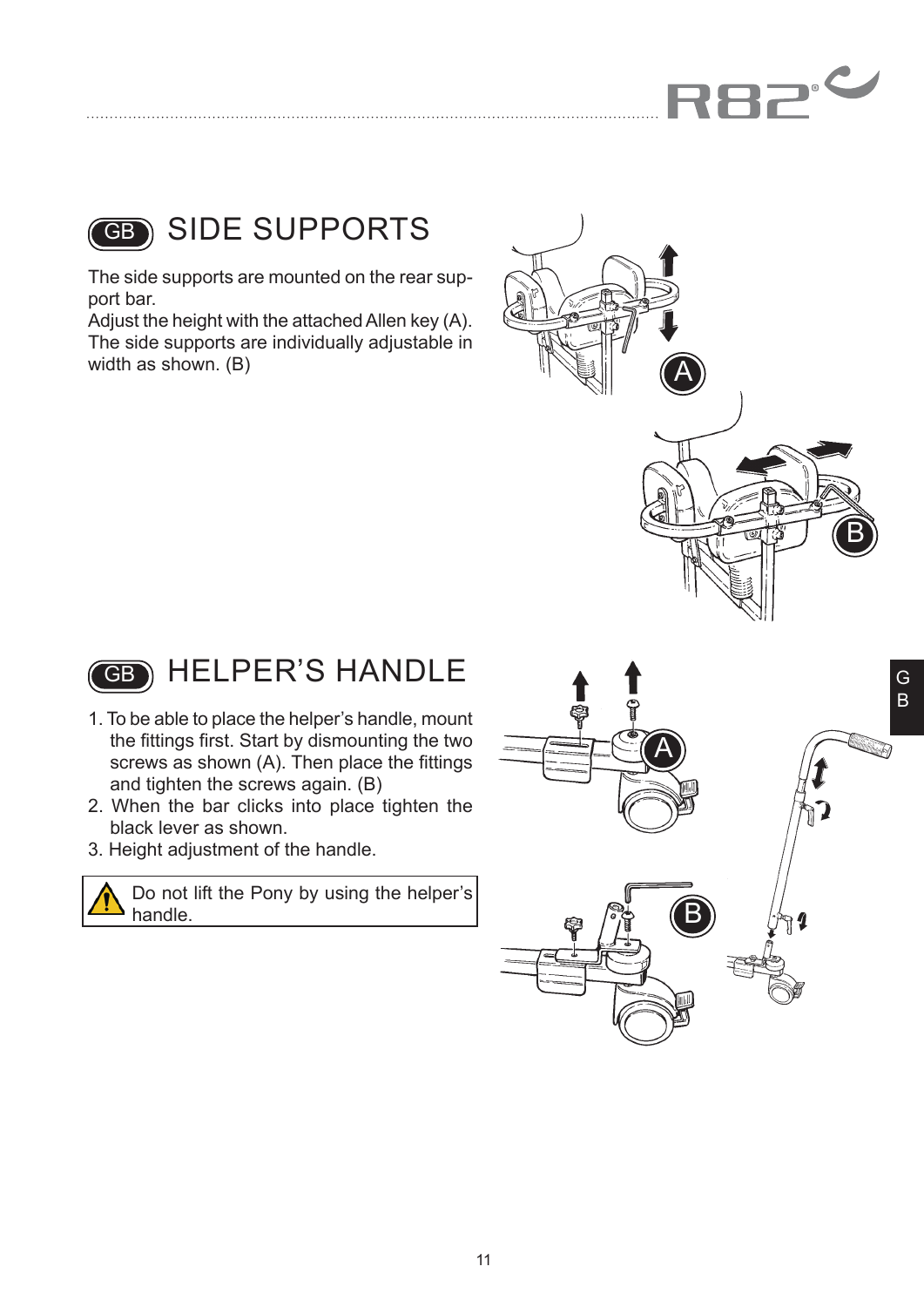## GB SIDE SUPPORTS

The side supports are mounted on the rear support bar.
Adjust the height with the attached Allen key (A).
The side supports are individually adjustable in width as shown. (B)

## GB HELPER'S HANDLE

1. To be able to place the helper's handle, mount the fittings first. Start by dismounting the two screws as shown (A). Then place the fittings and tighten the screws again. (B)
2. When the bar clicks into place tighten the black lever as shown.
3. Height adjustment of the handle.

> ⚠ Do not lift the Pony by using the helper's handle.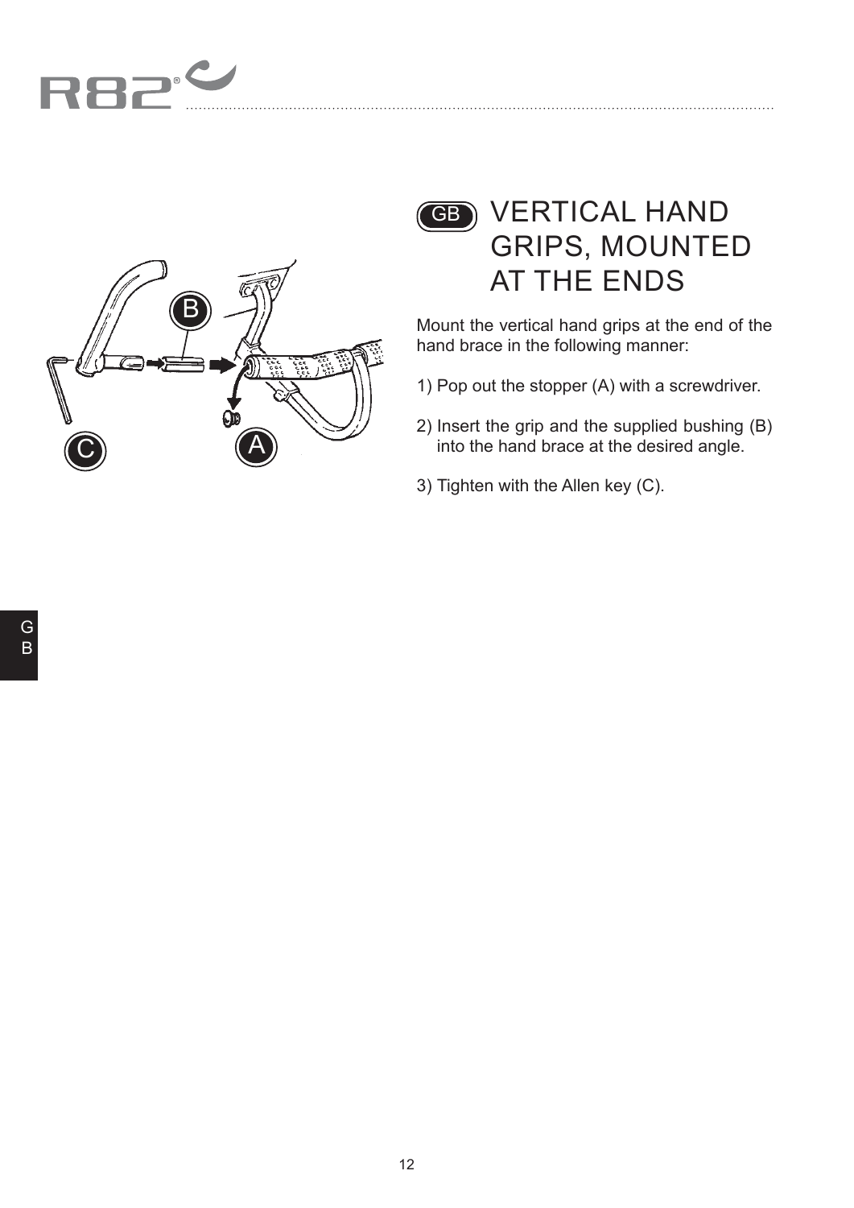# VERTICAL HAND GRIPS, MOUNTED AT THE ENDS

Mount the vertical hand grips at the end of the hand brace in the following manner:

1) Pop out the stopper (A) with a screwdriver.

2) Insert the grip and the supplied bushing (B) into the hand brace at the desired angle.

3) Tighten with the Allen key (C).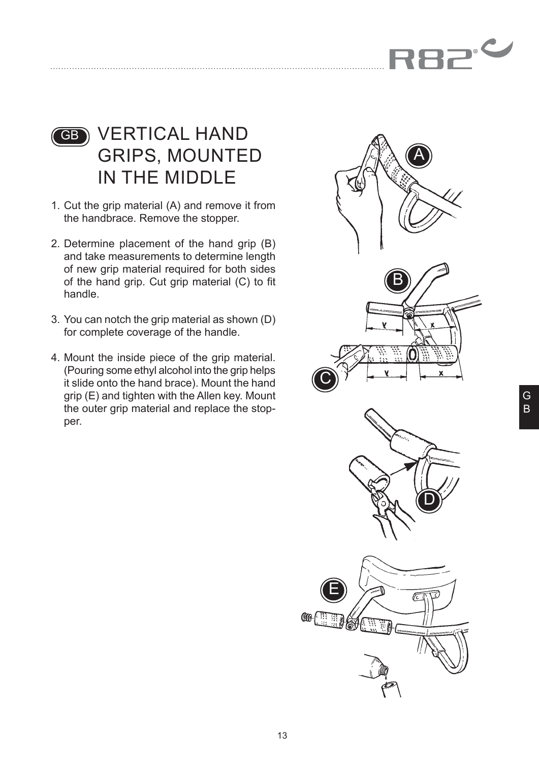# VERTICAL HAND GRIPS, MOUNTED IN THE MIDDLE

1. Cut the grip material (A) and remove it from the handbrace. Remove the stopper.
2. Determine placement of the hand grip (B) and take measurements to determine length of new grip material required for both sides of the hand grip. Cut grip material (C) to fit handle.
3. You can notch the grip material as shown (D) for complete coverage of the handle.
4. Mount the inside piece of the grip material. (Pouring some ethyl alcohol into the grip helps it slide onto the hand brace). Mount the hand grip (E) and tighten with the Allen key. Mount the outer grip material and replace the stopper.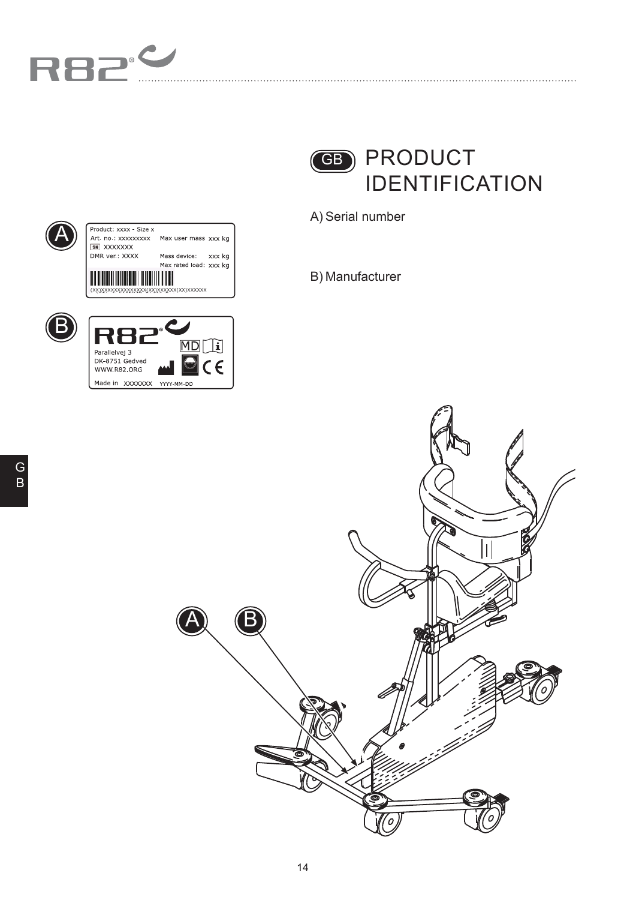# GB PRODUCT IDENTIFICATION

A) Serial number

B) Manufacturer

A

Product: xxxx - Size x
Art. no.: xxxxxxxxx    Max user mass xxx kg
SN XXXXXXX
DMR ver.: XXXX    Mass device: xxx kg
Max rated load: xxx kg
(XX)XXXXXXXXXXXXXX(XX)XXXXXX(XX)XXXXXX

B

R82
Parallelvej 3
DK-8751 Gedved
WWW.R82.ORG
MD
CE
Made in XXXXXXX YYYY-MM-DD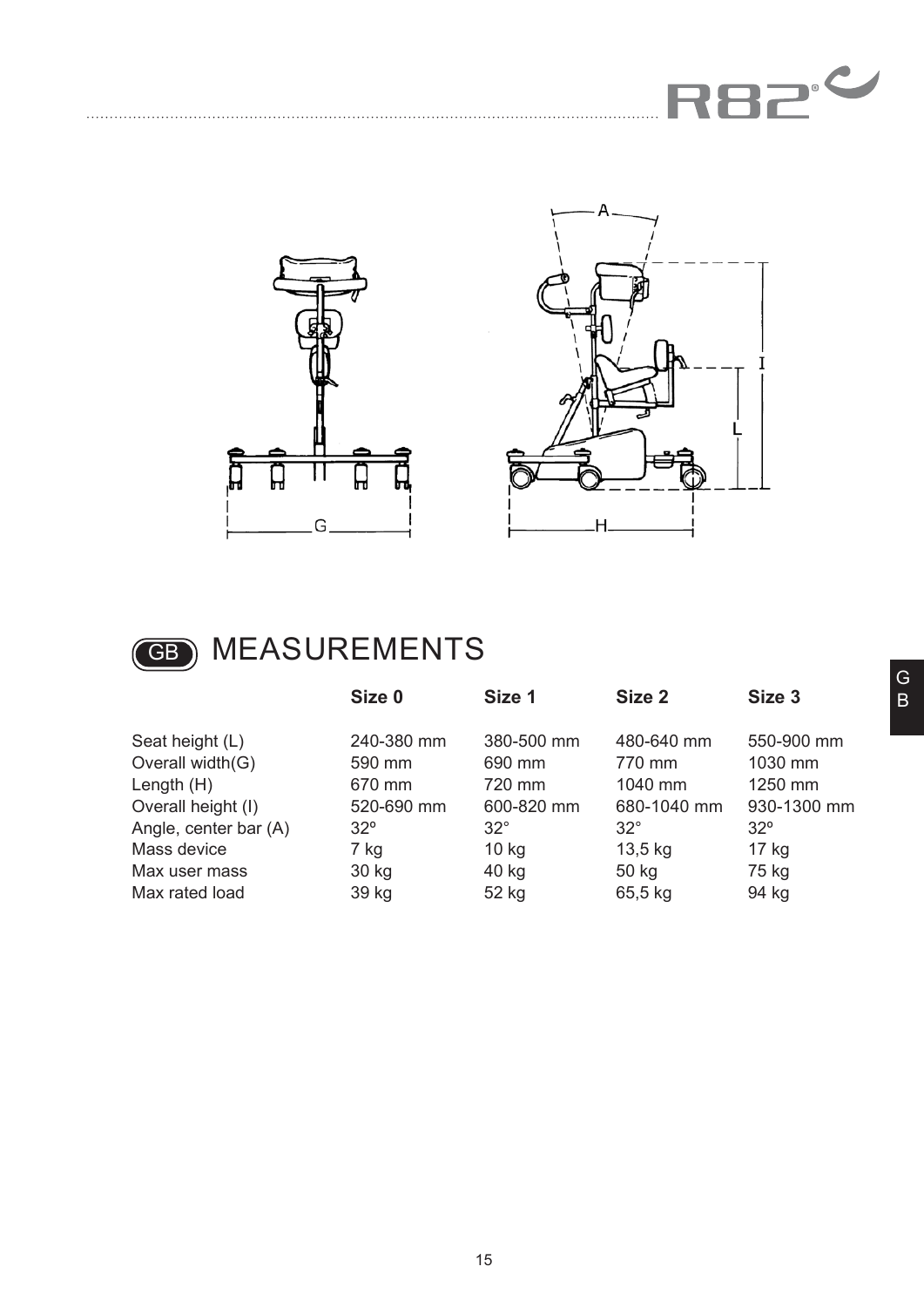# GB MEASUREMENTS

| | Size 0 | Size 1 | Size 2 | Size 3 |
|---|---|---|---|---|
| Seat height (L) | 240-380 mm | 380-500 mm | 480-640 mm | 550-900 mm |
| Overall width(G) | 590 mm | 690 mm | 770 mm | 1030 mm |
| Length (H) | 670 mm | 720 mm | 1040 mm | 1250 mm |
| Overall height (I) | 520-690 mm | 600-820 mm | 680-1040 mm | 930-1300 mm |
| Angle, center bar (A) | 32º | 32° | 32° | 32º |
| Mass device | 7 kg | 10 kg | 13,5 kg | 17 kg |
| Max user mass | 30 kg | 40 kg | 50 kg | 75 kg |
| Max rated load | 39 kg | 52 kg | 65,5 kg | 94 kg |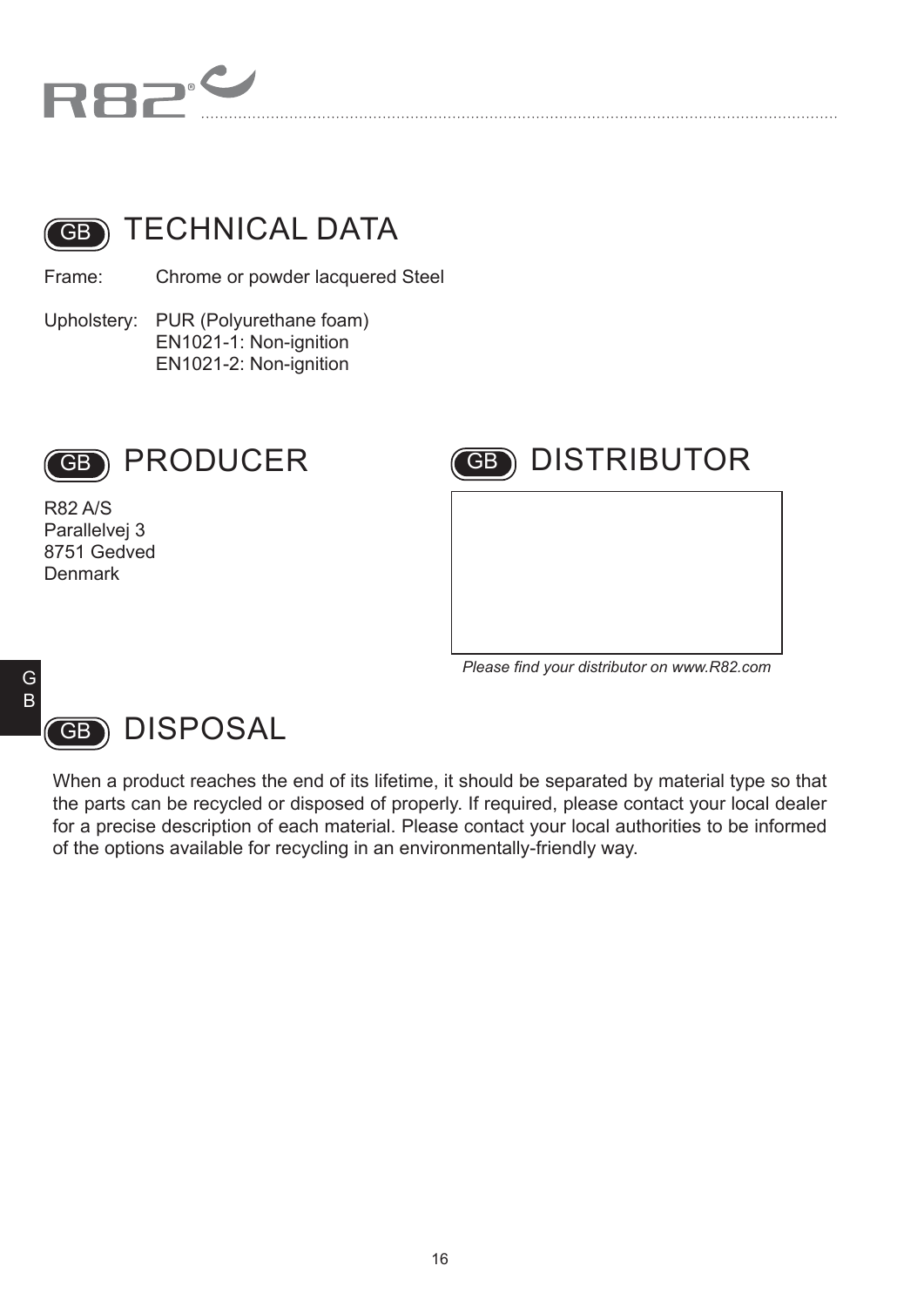## GB TECHNICAL DATA

Frame: Chrome or powder lacquered Steel

Upholstery: PUR (Polyurethane foam)
EN1021-1: Non-ignition
EN1021-2: Non-ignition

## GB PRODUCER

R82 A/S
Parallelvej 3
8751 Gedved
Denmark

## GB DISTRIBUTOR

*Please find your distributor on www.R82.com*

## GB DISPOSAL

When a product reaches the end of its lifetime, it should be separated by material type so that the parts can be recycled or disposed of properly. If required, please contact your local dealer for a precise description of each material. Please contact your local authorities to be informed of the options available for recycling in an environmentally-friendly way.